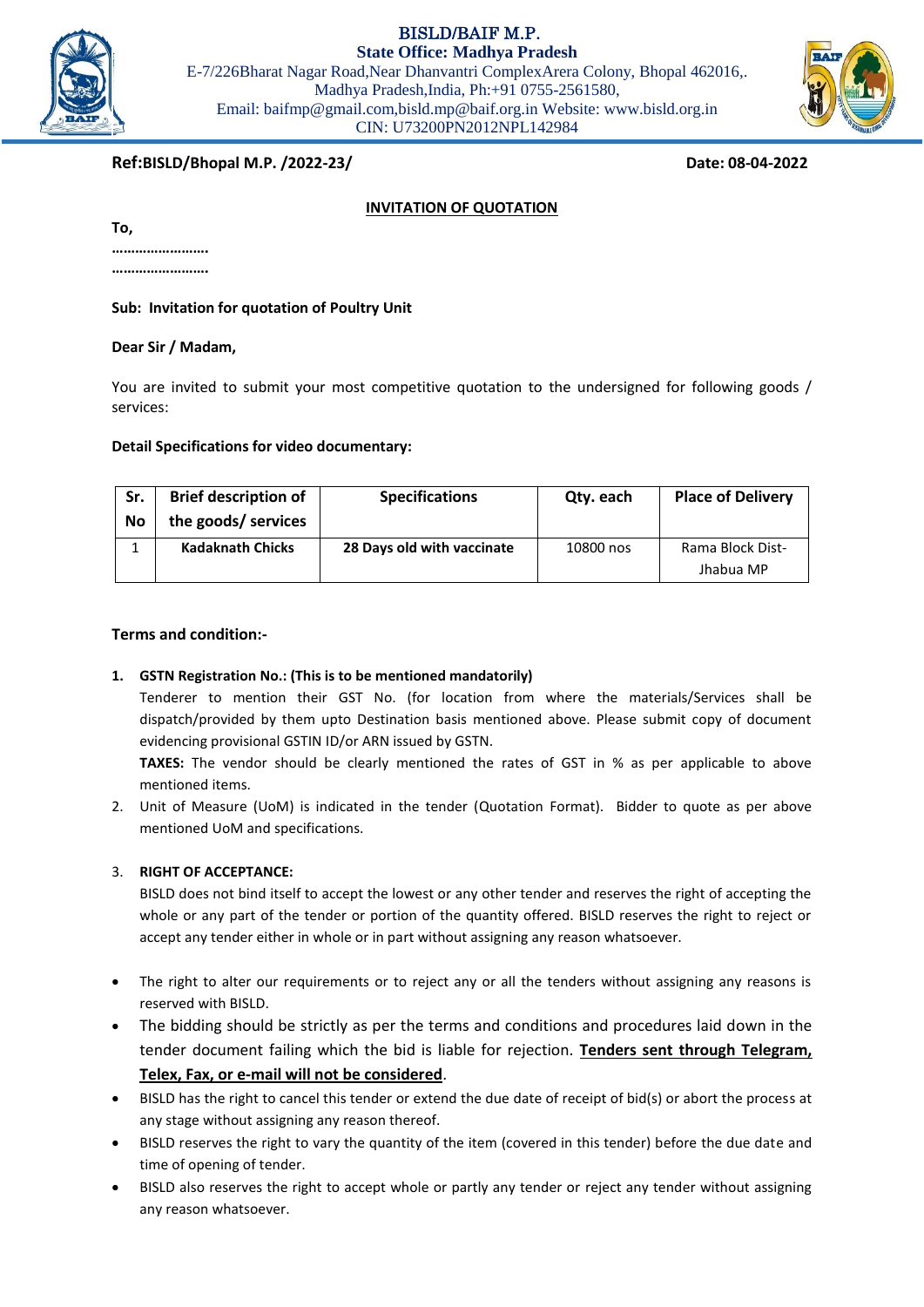**BISLD/BAIF M.P.**
**State Office: Madhya Pradesh**
E-7/226Bharat Nagar Road,Near Dhanvantri ComplexArera Colony, Bhopal 462016,.
Madhya Pradesh,India, Ph:+91 0755-2561580,
Email: baifmp@gmail.com,bisld.mp@baif.org.in Website: www.bisld.org.in
CIN: U73200PN2012NPL142984

**Ref:BISLD/Bhopal M.P. /2022-23/** **Date: 08-04-2022**

**INVITATION OF QUOTATION**

**To,**
**…………………….**
**…………………….**

**Sub: Invitation for quotation of Poultry Unit**

**Dear Sir / Madam,**

You are invited to submit your most competitive quotation to the undersigned for following goods / services:

**Detail Specifications for video documentary:**

| Sr. No | Brief description of the goods/ services | Specifications | Qty. each | Place of Delivery |
|---|---|---|---|---|
| 1 | **Kadaknath Chicks** | **28 Days old with vaccinate** | 10800 nos | Rama Block Dist-Jhabua MP |

**Terms and condition:-**

1. **GSTN Registration No.: (This is to be mentioned mandatorily)**
   Tenderer to mention their GST No. (for location from where the materials/Services shall be dispatch/provided by them upto Destination basis mentioned above. Please submit copy of document evidencing provisional GSTIN ID/or ARN issued by GSTN.
   **TAXES:** The vendor should be clearly mentioned the rates of GST in % as per applicable to above mentioned items.
2. Unit of Measure (UoM) is indicated in the tender (Quotation Format). Bidder to quote as per above mentioned UoM and specifications.
3. **RIGHT OF ACCEPTANCE:**
   BISLD does not bind itself to accept the lowest or any other tender and reserves the right of accepting the whole or any part of the tender or portion of the quantity offered. BISLD reserves the right to reject or accept any tender either in whole or in part without assigning any reason whatsoever.

- The right to alter our requirements or to reject any or all the tenders without assigning any reasons is reserved with BISLD.
- The bidding should be strictly as per the terms and conditions and procedures laid down in the tender document failing which the bid is liable for rejection. **Tenders sent through Telegram, Telex, Fax, or e-mail will not be considered**.
- BISLD has the right to cancel this tender or extend the due date of receipt of bid(s) or abort the process at any stage without assigning any reason thereof.
- BISLD reserves the right to vary the quantity of the item (covered in this tender) before the due date and time of opening of tender.
- BISLD also reserves the right to accept whole or partly any tender or reject any tender without assigning any reason whatsoever.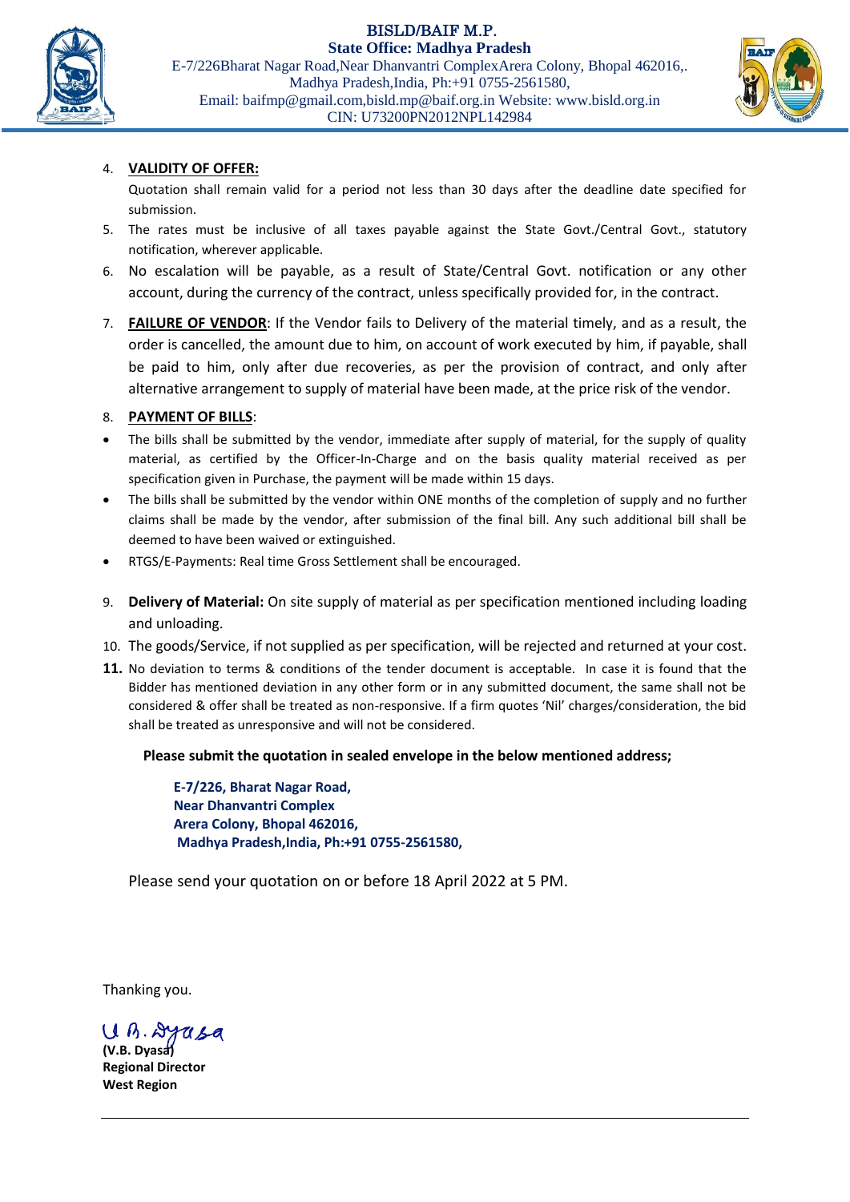4. **VALIDITY OF OFFER:**

   Quotation shall remain valid for a period not less than 30 days after the deadline date specified for submission.

5. The rates must be inclusive of all taxes payable against the State Govt./Central Govt., statutory notification, wherever applicable.
6. No escalation will be payable, as a result of State/Central Govt. notification or any other account, during the currency of the contract, unless specifically provided for, in the contract.
7. **FAILURE OF VENDOR**: If the Vendor fails to Delivery of the material timely, and as a result, the order is cancelled, the amount due to him, on account of work executed by him, if payable, shall be paid to him, only after due recoveries, as per the provision of contract, and only after alternative arrangement to supply of material have been made, at the price risk of the vendor.
8. **PAYMENT OF BILLS**:

- The bills shall be submitted by the vendor, immediate after supply of material, for the supply of quality material, as certified by the Officer-In-Charge and on the basis quality material received as per specification given in Purchase, the payment will be made within 15 days.
- The bills shall be submitted by the vendor within ONE months of the completion of supply and no further claims shall be made by the vendor, after submission of the final bill. Any such additional bill shall be deemed to have been waived or extinguished.
- RTGS/E-Payments: Real time Gross Settlement shall be encouraged.

9. **Delivery of Material:** On site supply of material as per specification mentioned including loading and unloading.
10. The goods/Service, if not supplied as per specification, will be rejected and returned at your cost.
11. No deviation to terms & conditions of the tender document is acceptable. In case it is found that the Bidder has mentioned deviation in any other form or in any submitted document, the same shall not be considered & offer shall be treated as non-responsive. If a firm quotes 'Nil' charges/consideration, the bid shall be treated as unresponsive and will not be considered.

**Please submit the quotation in sealed envelope in the below mentioned address;**

**E-7/226, Bharat Nagar Road,**
**Near Dhanvantri Complex**
**Arera Colony, Bhopal 462016,**
**Madhya Pradesh,India, Ph:+91 0755-2561580,**

Please send your quotation on or before 18 April 2022 at 5 PM.

Thanking you.

V.B. Dyasa

**(V.B. Dyasa)**
**Regional Director**
**West Region**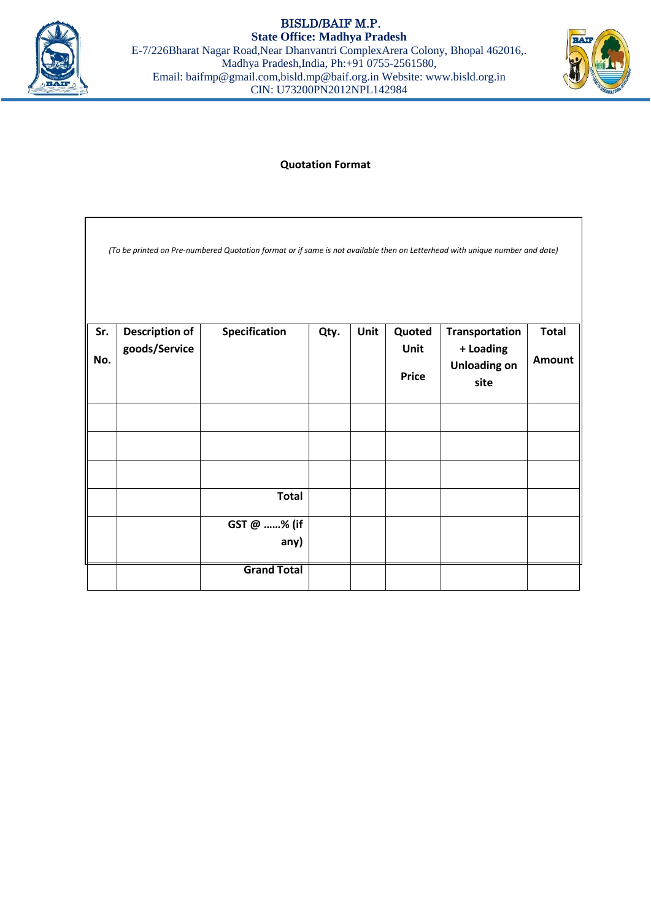BISLD/BAIF M.P.
**State Office: Madhya Pradesh**
E-7/226Bharat Nagar Road,Near Dhanvantri ComplexArera Colony, Bhopal 462016,.
Madhya Pradesh,India, Ph:+91 0755-2561580,
Email: baifmp@gmail.com,bisld.mp@baif.org.in Website: www.bisld.org.in
CIN: U73200PN2012NPL142984

**Quotation Format**

*(To be printed on Pre-numbered Quotation format or if same is not available then on Letterhead with unique number and date)*

| Sr. No. | Description of goods/Service | Specification | Qty. | Unit | Quoted Unit Price | Transportation + Loading Unloading on site | Total Amount |
|---|---|---|---|---|---|---|---|
| | | | | | | | |
| | | | | | | | |
| | | | | | | | |
| | | **Total** | | | | | |
| | | **GST @ ……% (if any)** | | | | | |
| | | **Grand Total** | | | | | |